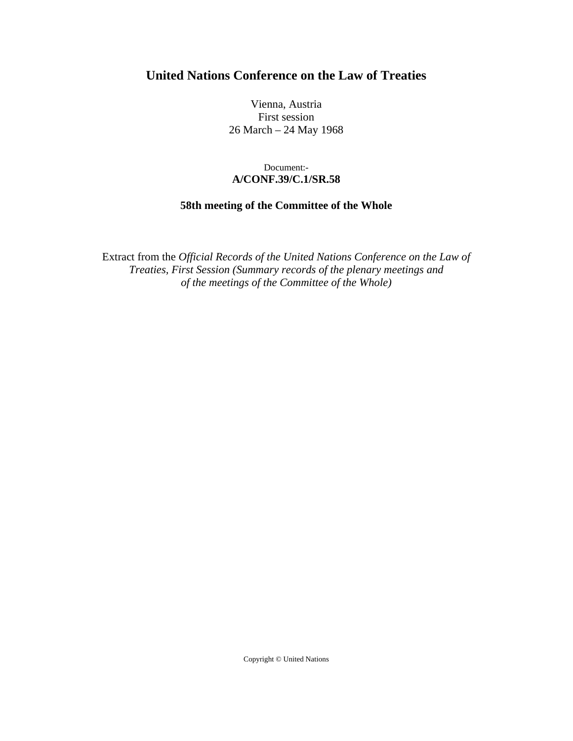# United Nations Conference on the Law of Treaties

Vienna, Austria
First session
26 March – 24 May 1968

Document:-
**A/CONF.39/C.1/SR.58**

**58th meeting of the Committee of the Whole**

Extract from the *Official Records of the United Nations Conference on the Law of Treaties, First Session (Summary records of the plenary meetings and of the meetings of the Committee of the Whole)*

Copyright © United Nations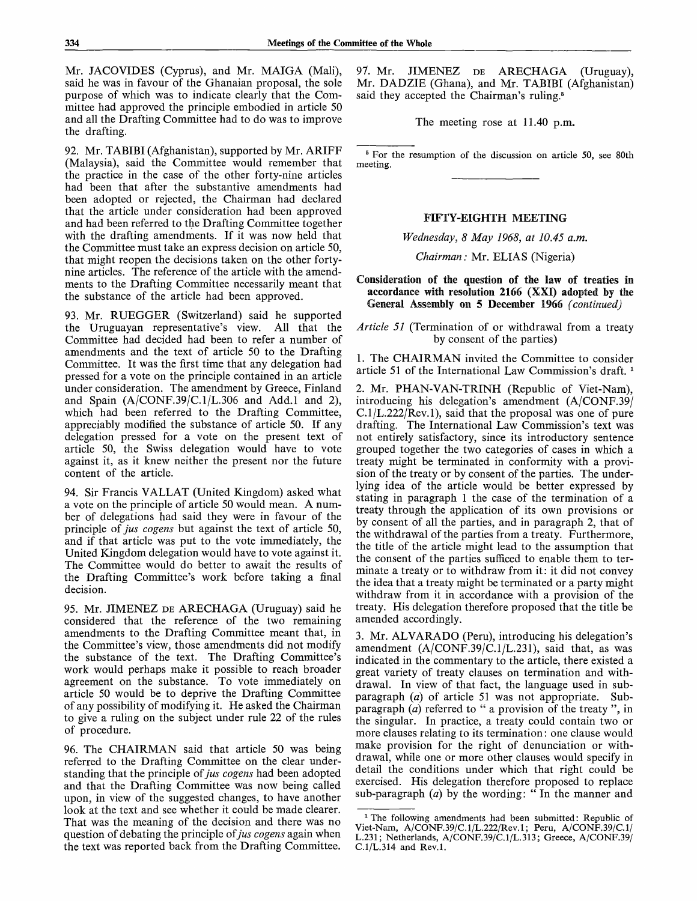Mr. JACOVIDES (Cyprus), and Mr. MAIGA (Mali), said he was in favour of the Ghanaian proposal, the sole purpose of which was to indicate clearly that the Committee had approved the principle embodied in article 50 and all the Drafting Committee had to do was to improve the drafting.

92. Mr. TABIBI (Afghanistan), supported by Mr. ARIFF (Malaysia), said the Committee would remember that the practice in the case of the other forty-nine articles had been that after the substantive amendments had been adopted or rejected, the Chairman had declared that the article under consideration had been approved and had been referred to the Drafting Committee together with the drafting amendments. If it was now held that the Committee must take an express decision on article 50, that might reopen the decisions taken on the other forty-nine articles. The reference of the article with the amendments to the Drafting Committee necessarily meant that the substance of the article had been approved.

93. Mr. RUEGGER (Switzerland) said he supported the Uruguayan representative's view. All that the Committee had decided had been to refer a number of amendments and the text of article 50 to the Drafting Committee. It was the first time that any delegation had pressed for a vote on the principle contained in an article under consideration. The amendment by Greece, Finland and Spain (A/CONF.39/C.1/L.306 and Add.1 and 2), which had been referred to the Drafting Committee, appreciably modified the substance of article 50. If any delegation pressed for a vote on the present text of article 50, the Swiss delegation would have to vote against it, as it knew neither the present nor the future content of the article.

94. Sir Francis VALLAT (United Kingdom) asked what a vote on the principle of article 50 would mean. A number of delegations had said they were in favour of the principle of *jus cogens* but against the text of article 50, and if that article was put to the vote immediately, the United Kingdom delegation would have to vote against it. The Committee would do better to await the results of the Drafting Committee's work before taking a final decision.

95. Mr. JIMENEZ DE ARECHAGA (Uruguay) said he considered that the reference of the two remaining amendments to the Drafting Committee meant that, in the Committee's view, those amendments did not modify the substance of the text. The Drafting Committee's work would perhaps make it possible to reach broader agreement on the substance. To vote immediately on article 50 would be to deprive the Drafting Committee of any possibility of modifying it. He asked the Chairman to give a ruling on the subject under rule 22 of the rules of procedure.

96. The CHAIRMAN said that article 50 was being referred to the Drafting Committee on the clear understanding that the principle of *jus cogens* had been adopted and that the Drafting Committee was now being called upon, in view of the suggested changes, to have another look at the text and see whether it could be made clearer. That was the meaning of the decision and there was no question of debating the principle of *jus cogens* again when the text was reported back from the Drafting Committee.

97. Mr. JIMENEZ DE ARECHAGA (Uruguay), Mr. DADZIE (Ghana), and Mr. TABIBI (Afghanistan) said they accepted the Chairman's ruling.[5]

The meeting rose at 11.40 p.m.

[5] For the resumption of the discussion on article 50, see 80th meeting.

---

## FIFTY-EIGHTH MEETING

*Wednesday, 8 May 1968, at 10.45 a.m.*

*Chairman:* Mr. ELIAS (Nigeria)

### Consideration of the question of the law of treaties in accordance with resolution 2166 (XXI) adopted by the General Assembly on 5 December 1966 *(continued)*

*Article 51* (Termination of or withdrawal from a treaty by consent of the parties)

1. The CHAIRMAN invited the Committee to consider article 51 of the International Law Commission's draft.[1]

2. Mr. PHAN-VAN-TRINH (Republic of Viet-Nam), introducing his delegation's amendment (A/CONF.39/C.1/L.222/Rev.1), said that the proposal was one of pure drafting. The International Law Commission's text was not entirely satisfactory, since its introductory sentence grouped together the two categories of cases in which a treaty might be terminated in conformity with a provision of the treaty or by consent of the parties. The underlying idea of the article would be better expressed by stating in paragraph 1 the case of the termination of a treaty through the application of its own provisions or by consent of all the parties, and in paragraph 2, that of the withdrawal of the parties from a treaty. Furthermore, the title of the article might lead to the assumption that the consent of the parties sufficed to enable them to terminate a treaty or to withdraw from it: it did not convey the idea that a treaty might be terminated or a party might withdraw from it in accordance with a provision of the treaty. His delegation therefore proposed that the title be amended accordingly.

3. Mr. ALVARADO (Peru), introducing his delegation's amendment (A/CONF.39/C.1/L.231), said that, as was indicated in the commentary to the article, there existed a great variety of treaty clauses on termination and withdrawal. In view of that fact, the language used in sub-paragraph (*a*) of article 51 was not appropriate. Sub-paragraph (*a*) referred to " a provision of the treaty ", in the singular. In practice, a treaty could contain two or more clauses relating to its termination: one clause would make provision for the right of denunciation or withdrawal, while one or more other clauses would specify in detail the conditions under which that right could be exercised. His delegation therefore proposed to replace sub-paragraph (*a*) by the wording: " In the manner and

[1] The following amendments had been submitted: Republic of Viet-Nam, A/CONF.39/C.1/L.222/Rev.1; Peru, A/CONF.39/C.1/L.231; Netherlands, A/CONF.39/C.1/L.313; Greece, A/CONF.39/C.1/L.314 and Rev.1.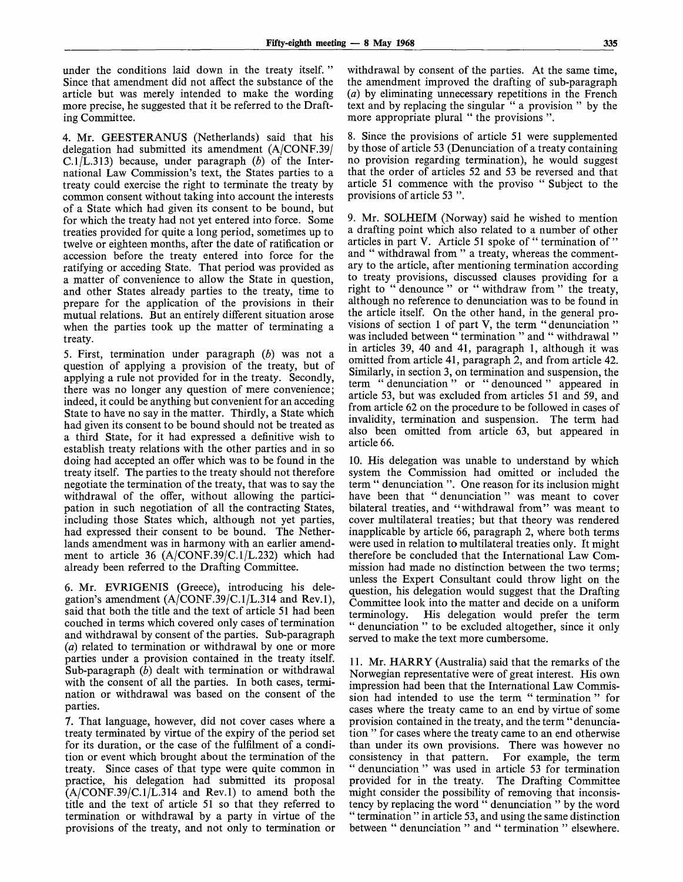under the conditions laid down in the treaty itself." Since that amendment did not affect the substance of the article but was merely intended to make the wording more precise, he suggested that it be referred to the Drafting Committee.

4. Mr. GEESTERANUS (Netherlands) said that his delegation had submitted its amendment (A/CONF.39/C.1/L.313) because, under paragraph (*b*) of the International Law Commission's text, the States parties to a treaty could exercise the right to terminate the treaty by common consent without taking into account the interests of a State which had given its consent to be bound, but for which the treaty had not yet entered into force. Some treaties provided for quite a long period, sometimes up to twelve or eighteen months, after the date of ratification or accession before the treaty entered into force for the ratifying or acceding State. That period was provided as a matter of convenience to allow the State in question, and other States already parties to the treaty, time to prepare for the application of the provisions in their mutual relations. But an entirely different situation arose when the parties took up the matter of terminating a treaty.

5. First, termination under paragraph (*b*) was not a question of applying a provision of the treaty, but of applying a rule not provided for in the treaty. Secondly, there was no longer any question of mere convenience; indeed, it could be anything but convenient for an acceding State to have no say in the matter. Thirdly, a State which had given its consent to be bound should not be treated as a third State, for it had expressed a definitive wish to establish treaty relations with the other parties and in so doing had accepted an offer which was to be found in the treaty itself. The parties to the treaty should not therefore negotiate the termination of the treaty, that was to say the withdrawal of the offer, without allowing the participation in such negotiation of all the contracting States, including those States which, although not yet parties, had expressed their consent to be bound. The Netherlands amendment was in harmony with an earlier amendment to article 36 (A/CONF.39/C.1/L.232) which had already been referred to the Drafting Committee.

6. Mr. EVRIGENIS (Greece), introducing his delegation's amendment (A/CONF.39/C.1/L.314 and Rev.1), said that both the title and the text of article 51 had been couched in terms which covered only cases of termination and withdrawal by consent of the parties. Sub-paragraph (*a*) related to termination or withdrawal by one or more parties under a provision contained in the treaty itself. Sub-paragraph (*b*) dealt with termination or withdrawal with the consent of all the parties. In both cases, termination or withdrawal was based on the consent of the parties.

7. That language, however, did not cover cases where a treaty terminated by virtue of the expiry of the period set for its duration, or the case of the fulfilment of a condition or event which brought about the termination of the treaty. Since cases of that type were quite common in practice, his delegation had submitted its proposal (A/CONF.39/C.1/L.314 and Rev.1) to amend both the title and the text of article 51 so that they referred to termination or withdrawal by a party in virtue of the provisions of the treaty, and not only to termination or withdrawal by consent of the parties. At the same time, the amendment improved the drafting of sub-paragraph (*a*) by eliminating unnecessary repetitions in the French text and by replacing the singular " a provision " by the more appropriate plural " the provisions ".

8. Since the provisions of article 51 were supplemented by those of article 53 (Denunciation of a treaty containing no provision regarding termination), he would suggest that the order of articles 52 and 53 be reversed and that article 51 commence with the proviso " Subject to the provisions of article 53 ".

9. Mr. SOLHEIM (Norway) said he wished to mention a drafting point which also related to a number of other articles in part V. Article 51 spoke of " termination of " and " withdrawal from " a treaty, whereas the commentary to the article, after mentioning termination according to treaty provisions, discussed clauses providing for a right to " denounce " or " withdraw from " the treaty, although no reference to denunciation was to be found in the article itself. On the other hand, in the general provisions of section 1 of part V, the term " denunciation " was included between " termination " and " withdrawal " in articles 39, 40 and 41, paragraph 1, although it was omitted from article 41, paragraph 2, and from article 42. Similarly, in section 3, on termination and suspension, the term " denunciation " or " denounced " appeared in article 53, but was excluded from articles 51 and 59, and from article 62 on the procedure to be followed in cases of invalidity, termination and suspension. The term had also been omitted from article 63, but appeared in article 66.

10. His delegation was unable to understand by which system the Commission had omitted or included the term " denunciation ". One reason for its inclusion might have been that " denunciation " was meant to cover bilateral treaties, and "withdrawal from" was meant to cover multilateral treaties; but that theory was rendered inapplicable by article 66, paragraph 2, where both terms were used in relation to multilateral treaties only. It might therefore be concluded that the International Law Commission had made no distinction between the two terms; unless the Expert Consultant could throw light on the question, his delegation would suggest that the Drafting Committee look into the matter and decide on a uniform terminology. His delegation would prefer the term " denunciation " to be excluded altogether, since it only served to make the text more cumbersome.

11. Mr. HARRY (Australia) said that the remarks of the Norwegian representative were of great interest. His own impression had been that the International Law Commission had intended to use the term " termination " for cases where the treaty came to an end by virtue of some provision contained in the treaty, and the term " denunciation " for cases where the treaty came to an end otherwise than under its own provisions. There was however no consistency in that pattern. For example, the term " denunciation " was used in article 53 for termination provided for in the treaty. The Drafting Committee might consider the possibility of removing that inconsistency by replacing the word " denunciation " by the word " termination " in article 53, and using the same distinction between " denunciation " and " termination " elsewhere.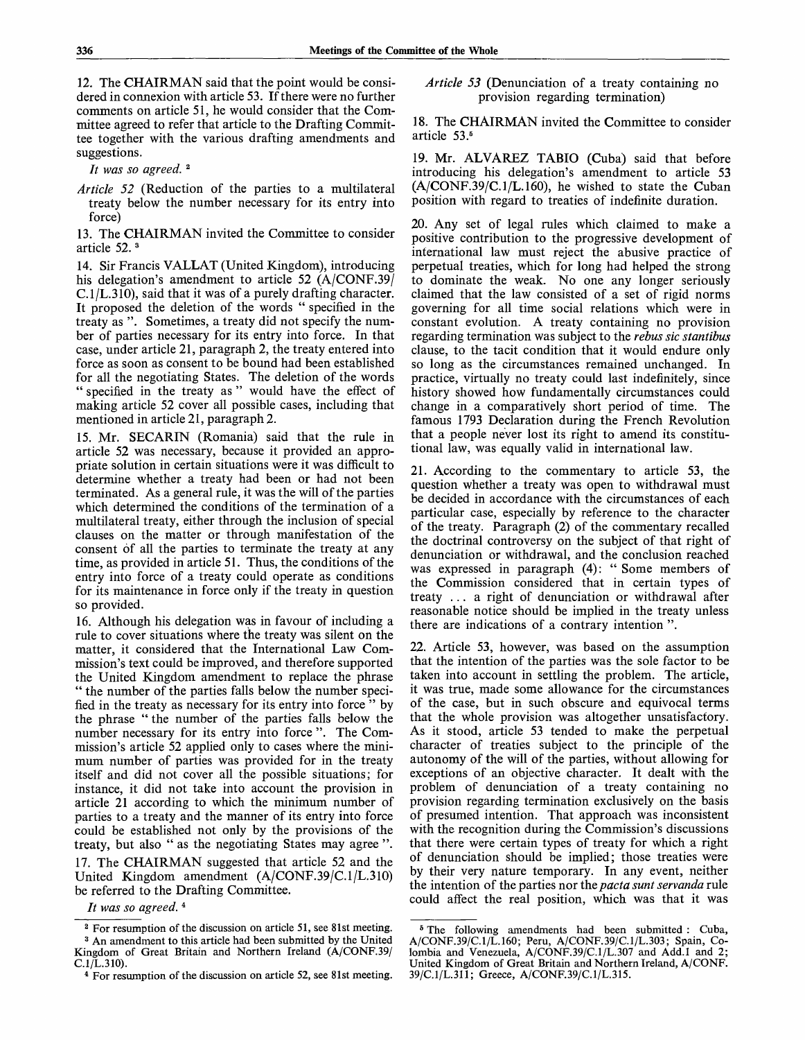12. The CHAIRMAN said that the point would be considered in connexion with article 53. If there were no further comments on article 51, he would consider that the Committee agreed to refer that article to the Drafting Committee together with the various drafting amendments and suggestions.

*It was so agreed.* [2]

*Article 52* (Reduction of the parties to a multilateral treaty below the number necessary for its entry into force)

13. The CHAIRMAN invited the Committee to consider article 52. [3]

14. Sir Francis VALLAT (United Kingdom), introducing his delegation's amendment to article 52 (A/CONF.39/C.1/L.310), said that it was of a purely drafting character. It proposed the deletion of the words " specified in the treaty as ". Sometimes, a treaty did not specify the number of parties necessary for its entry into force. In that case, under article 21, paragraph 2, the treaty entered into force as soon as consent to be bound had been established for all the negotiating States. The deletion of the words " specified in the treaty as " would have the effect of making article 52 cover all possible cases, including that mentioned in article 21, paragraph 2.

15. Mr. SECARIN (Romania) said that the rule in article 52 was necessary, because it provided an appropriate solution in certain situations were it was difficult to determine whether a treaty had been or had not been terminated. As a general rule, it was the will of the parties which determined the conditions of the termination of a multilateral treaty, either through the inclusion of special clauses on the matter or through manifestation of the consent of all the parties to terminate the treaty at any time, as provided in article 51. Thus, the conditions of the entry into force of a treaty could operate as conditions for its maintenance in force only if the treaty in question so provided.

16. Although his delegation was in favour of including a rule to cover situations where the treaty was silent on the matter, it considered that the International Law Commission's text could be improved, and therefore supported the United Kingdom amendment to replace the phrase " the number of the parties falls below the number specified in the treaty as necessary for its entry into force " by the phrase " the number of the parties falls below the number necessary for its entry into force ". The Commission's article 52 applied only to cases where the minimum number of parties was provided for in the treaty itself and did not cover all the possible situations; for instance, it did not take into account the provision in article 21 according to which the minimum number of parties to a treaty and the manner of its entry into force could be established not only by the provisions of the treaty, but also " as the negotiating States may agree ".

17. The CHAIRMAN suggested that article 52 and the United Kingdom amendment (A/CONF.39/C.1/L.310) be referred to the Drafting Committee.

*It was so agreed.* [4]

*Article 53* (Denunciation of a treaty containing no provision regarding termination)

18. The CHAIRMAN invited the Committee to consider article 53.[5]

19. Mr. ALVAREZ TABIO (Cuba) said that before introducing his delegation's amendment to article 53 (A/CONF.39/C.1/L.160), he wished to state the Cuban position with regard to treaties of indefinite duration.

20. Any set of legal rules which claimed to make a positive contribution to the progressive development of international law must reject the abusive practice of perpetual treaties, which for long had helped the strong to dominate the weak. No one any longer seriously claimed that the law consisted of a set of rigid norms governing for all time social relations which were in constant evolution. A treaty containing no provision regarding termination was subject to the *rebus sic stantibus* clause, to the tacit condition that it would endure only so long as the circumstances remained unchanged. In practice, virtually no treaty could last indefinitely, since history showed how fundamentally circumstances could change in a comparatively short period of time. The famous 1793 Declaration during the French Revolution that a people never lost its right to amend its constitutional law, was equally valid in international law.

21. According to the commentary to article 53, the question whether a treaty was open to withdrawal must be decided in accordance with the circumstances of each particular case, especially by reference to the character of the treaty. Paragraph (2) of the commentary recalled the doctrinal controversy on the subject of that right of denunciation or withdrawal, and the conclusion reached was expressed in paragraph (4): " Some members of the Commission considered that in certain types of treaty ... a right of denunciation or withdrawal after reasonable notice should be implied in the treaty unless there are indications of a contrary intention ".

22. Article 53, however, was based on the assumption that the intention of the parties was the sole factor to be taken into account in settling the problem. The article, it was true, made some allowance for the circumstances of the case, but in such obscure and equivocal terms that the whole provision was altogether unsatisfactory. As it stood, article 53 tended to make the perpetual character of treaties subject to the principle of the autonomy of the will of the parties, without allowing for exceptions of an objective character. It dealt with the problem of denunciation of a treaty containing no provision regarding termination exclusively on the basis of presumed intention. That approach was inconsistent with the recognition during the Commission's discussions that there were certain types of treaty for which a right of denunciation should be implied; those treaties were by their very nature temporary. In any event, neither the intention of the parties nor the *pacta sunt servanda* rule could affect the real position, which was that it was

---

[2] For resumption of the discussion on article 51, see 81st meeting.

[3] An amendment to this article had been submitted by the United Kingdom of Great Britain and Northern Ireland (A/CONF.39/C.1/L.310).

[4] For resumption of the discussion on article 52, see 81st meeting.

[5] The following amendments had been submitted: Cuba, A/CONF.39/C.1/L.160; Peru, A/CONF.39/C.1/L.303; Spain, Colombia and Venezuela, A/CONF.39/C.1/L.307 and Add.1 and 2; United Kingdom of Great Britain and Northern Ireland, A/CONF.39/C.1/L.311; Greece, A/CONF.39/C.1/L.315.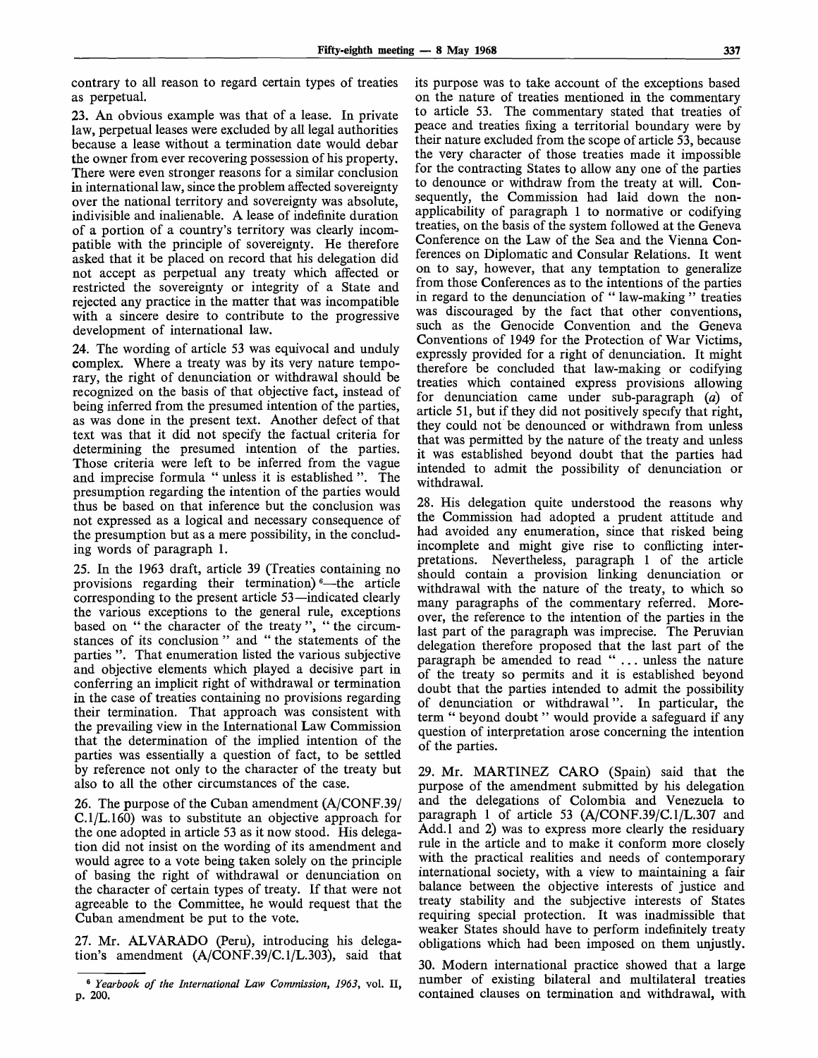contrary to all reason to regard certain types of treaties as perpetual.

23. An obvious example was that of a lease. In private law, perpetual leases were excluded by all legal authorities because a lease without a termination date would debar the owner from ever recovering possession of his property. There were even stronger reasons for a similar conclusion in international law, since the problem affected sovereignty over the national territory and sovereignty was absolute, indivisible and inalienable. A lease of indefinite duration of a portion of a country's territory was clearly incompatible with the principle of sovereignty. He therefore asked that it be placed on record that his delegation did not accept as perpetual any treaty which affected or restricted the sovereignty or integrity of a State and rejected any practice in the matter that was incompatible with a sincere desire to contribute to the progressive development of international law.

24. The wording of article 53 was equivocal and unduly complex. Where a treaty was by its very nature temporary, the right of denunciation or withdrawal should be recognized on the basis of that objective fact, instead of being inferred from the presumed intention of the parties, as was done in the present text. Another defect of that text was that it did not specify the factual criteria for determining the presumed intention of the parties. Those criteria were left to be inferred from the vague and imprecise formula " unless it is established ". The presumption regarding the intention of the parties would thus be based on that inference but the conclusion was not expressed as a logical and necessary consequence of the presumption but as a mere possibility, in the concluding words of paragraph 1.

25. In the 1963 draft, article 39 (Treaties containing no provisions regarding their termination)[6]—the article corresponding to the present article 53—indicated clearly the various exceptions to the general rule, exceptions based on " the character of the treaty ", " the circumstances of its conclusion " and " the statements of the parties ". That enumeration listed the various subjective and objective elements which played a decisive part in conferring an implicit right of withdrawal or termination in the case of treaties containing no provisions regarding their termination. That approach was consistent with the prevailing view in the International Law Commission that the determination of the implied intention of the parties was essentially a question of fact, to be settled by reference not only to the character of the treaty but also to all the other circumstances of the case.

26. The purpose of the Cuban amendment (A/CONF.39/C.1/L.160) was to substitute an objective approach for the one adopted in article 53 as it now stood. His delegation did not insist on the wording of its amendment and would agree to a vote being taken solely on the principle of basing the right of withdrawal or denunciation on the character of certain types of treaty. If that were not agreeable to the Committee, he would request that the Cuban amendment be put to the vote.

27. Mr. ALVARADO (Peru), introducing his delegation's amendment (A/CONF.39/C.1/L.303), said that its purpose was to take account of the exceptions based on the nature of treaties mentioned in the commentary to article 53. The commentary stated that treaties of peace and treaties fixing a territorial boundary were by their nature excluded from the scope of article 53, because the very character of those treaties made it impossible for the contracting States to allow any one of the parties to denounce or withdraw from the treaty at will. Consequently, the Commission had laid down the non-applicability of paragraph 1 to normative or codifying treaties, on the basis of the system followed at the Geneva Conference on the Law of the Sea and the Vienna Conferences on Diplomatic and Consular Relations. It went on to say, however, that any temptation to generalize from those Conferences as to the intentions of the parties in regard to the denunciation of " law-making " treaties was discouraged by the fact that other conventions, such as the Genocide Convention and the Geneva Conventions of 1949 for the Protection of War Victims, expressly provided for a right of denunciation. It might therefore be concluded that law-making or codifying treaties which contained express provisions allowing for denunciation came under sub-paragraph (*a*) of article 51, but if they did not positively specify that right, they could not be denounced or withdrawn from unless that was permitted by the nature of the treaty and unless it was established beyond doubt that the parties had intended to admit the possibility of denunciation or withdrawal.

28. His delegation quite understood the reasons why the Commission had adopted a prudent attitude and had avoided any enumeration, since that risked being incomplete and might give rise to conflicting interpretations. Nevertheless, paragraph 1 of the article should contain a provision linking denunciation or withdrawal with the nature of the treaty, to which so many paragraphs of the commentary referred. Moreover, the reference to the intention of the parties in the last part of the paragraph was imprecise. The Peruvian delegation therefore proposed that the last part of the paragraph be amended to read " ... unless the nature of the treaty so permits and it is established beyond doubt that the parties intended to admit the possibility of denunciation or withdrawal ". In particular, the term " beyond doubt " would provide a safeguard if any question of interpretation arose concerning the intention of the parties.

29. Mr. MARTINEZ CARO (Spain) said that the purpose of the amendment submitted by his delegation and the delegations of Colombia and Venezuela to paragraph 1 of article 53 (A/CONF.39/C.1/L.307 and Add.1 and 2) was to express more clearly the residuary rule in the article and to make it conform more closely with the practical realities and needs of contemporary international society, with a view to maintaining a fair balance between the objective interests of justice and treaty stability and the subjective interests of States requiring special protection. It was inadmissible that weaker States should have to perform indefinitely treaty obligations which had been imposed on them unjustly.

30. Modern international practice showed that a large number of existing bilateral and multilateral treaties contained clauses on termination and withdrawal, with

[6] *Yearbook of the International Law Commission, 1963*, vol. II, p. 200.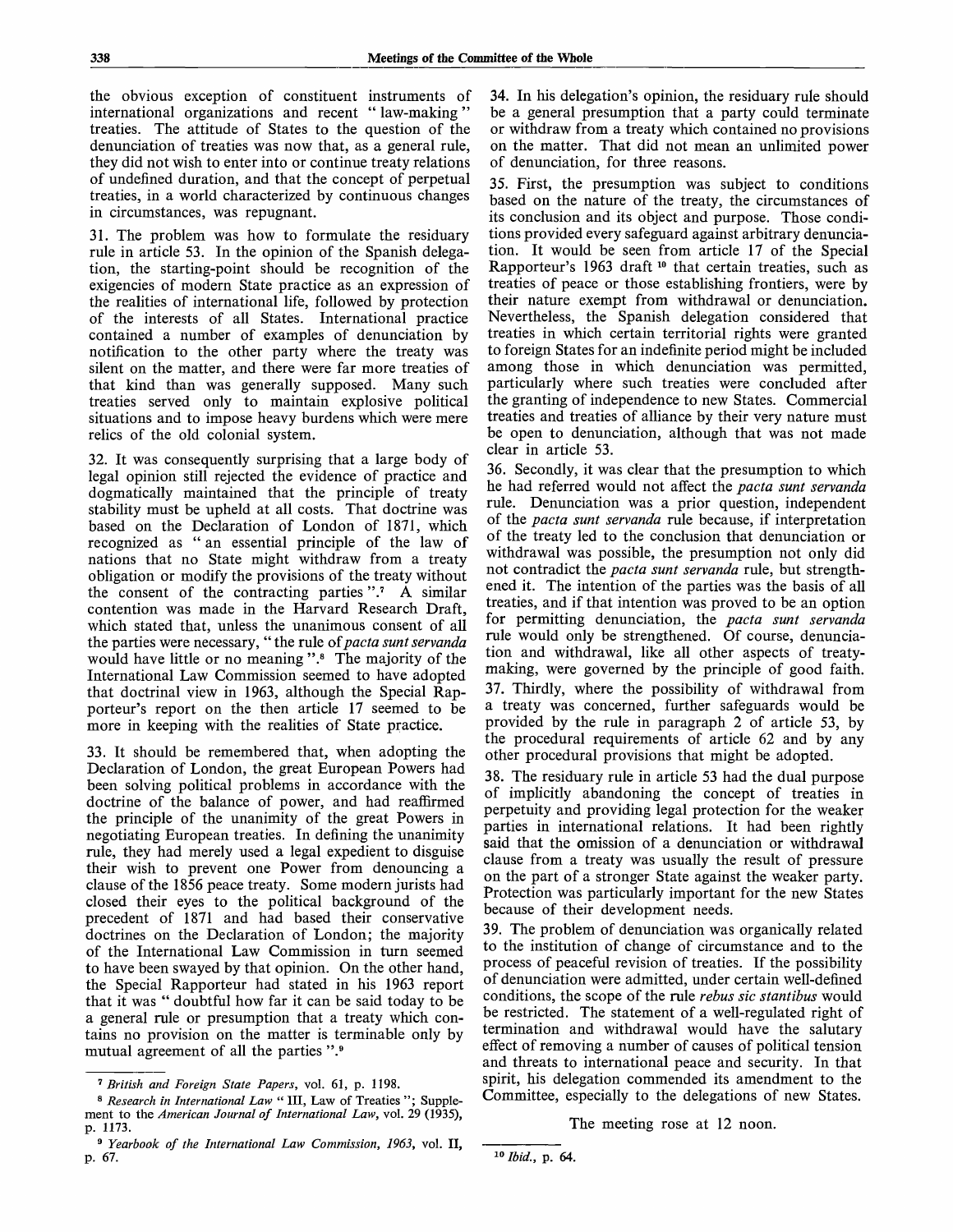the obvious exception of constituent instruments of international organizations and recent "law-making" treaties. The attitude of States to the question of the denunciation of treaties was now that, as a general rule, they did not wish to enter into or continue treaty relations of undefined duration, and that the concept of perpetual treaties, in a world characterized by continuous changes in circumstances, was repugnant.

31. The problem was how to formulate the residuary rule in article 53. In the opinion of the Spanish delegation, the starting-point should be recognition of the exigencies of modern State practice as an expression of the realities of international life, followed by protection of the interests of all States. International practice contained a number of examples of denunciation by notification to the other party where the treaty was silent on the matter, and there were far more treaties of that kind than was generally supposed. Many such treaties served only to maintain explosive political situations and to impose heavy burdens which were mere relics of the old colonial system.

32. It was consequently surprising that a large body of legal opinion still rejected the evidence of practice and dogmatically maintained that the principle of treaty stability must be upheld at all costs. That doctrine was based on the Declaration of London of 1871, which recognized as "an essential principle of the law of nations that no State might withdraw from a treaty obligation or modify the provisions of the treaty without the consent of the contracting parties".[7] A similar contention was made in the Harvard Research Draft, which stated that, unless the unanimous consent of all the parties were necessary, "the rule of *pacta sunt servanda* would have little or no meaning".[8] The majority of the International Law Commission seemed to have adopted that doctrinal view in 1963, although the Special Rapporteur's report on the then article 17 seemed to be more in keeping with the realities of State practice.

33. It should be remembered that, when adopting the Declaration of London, the great European Powers had been solving political problems in accordance with the doctrine of the balance of power, and had reaffirmed the principle of the unanimity of the great Powers in negotiating European treaties. In defining the unanimity rule, they had merely used a legal expedient to disguise their wish to prevent one Power from denouncing a clause of the 1856 peace treaty. Some modern jurists had closed their eyes to the political background of the precedent of 1871 and had based their conservative doctrines on the Declaration of London; the majority of the International Law Commission in turn seemed to have been swayed by that opinion. On the other hand, the Special Rapporteur had stated in his 1963 report that it was "doubtful how far it can be said today to be a general rule or presumption that a treaty which contains no provision on the matter is terminable only by mutual agreement of all the parties".[9]

34. In his delegation's opinion, the residuary rule should be a general presumption that a party could terminate or withdraw from a treaty which contained no provisions on the matter. That did not mean an unlimited power of denunciation, for three reasons.

35. First, the presumption was subject to conditions based on the nature of the treaty, the circumstances of its conclusion and its object and purpose. Those conditions provided every safeguard against arbitrary denunciation. It would be seen from article 17 of the Special Rapporteur's 1963 draft[10] that certain treaties, such as treaties of peace or those establishing frontiers, were by their nature exempt from withdrawal or denunciation. Nevertheless, the Spanish delegation considered that treaties in which certain territorial rights were granted to foreign States for an indefinite period might be included among those in which denunciation was permitted, particularly where such treaties were concluded after the granting of independence to new States. Commercial treaties and treaties of alliance by their very nature must be open to denunciation, although that was not made clear in article 53.

36. Secondly, it was clear that the presumption to which he had referred would not affect the *pacta sunt servanda* rule. Denunciation was a prior question, independent of the *pacta sunt servanda* rule because, if interpretation of the treaty led to the conclusion that denunciation or withdrawal was possible, the presumption not only did not contradict the *pacta sunt servanda* rule, but strengthened it. The intention of the parties was the basis of all treaties, and if that intention was proved to be an option for permitting denunciation, the *pacta sunt servanda* rule would only be strengthened. Of course, denunciation and withdrawal, like all other aspects of treaty-making, were governed by the principle of good faith.

37. Thirdly, where the possibility of withdrawal from a treaty was concerned, further safeguards would be provided by the rule in paragraph 2 of article 53, by the procedural requirements of article 62 and by any other procedural provisions that might be adopted.

38. The residuary rule in article 53 had the dual purpose of implicitly abandoning the concept of treaties in perpetuity and providing legal protection for the weaker parties in international relations. It had been rightly said that the omission of a denunciation or withdrawal clause from a treaty was usually the result of pressure on the part of a stronger State against the weaker party. Protection was particularly important for the new States because of their development needs.

39. The problem of denunciation was organically related to the institution of change of circumstance and to the process of peaceful revision of treaties. If the possibility of denunciation were admitted, under certain well-defined conditions, the scope of the rule *rebus sic stantibus* would be restricted. The statement of a well-regulated right of termination and withdrawal would have the salutary effect of removing a number of causes of political tension and threats to international peace and security. In that spirit, his delegation commended its amendment to the Committee, especially to the delegations of new States.

The meeting rose at 12 noon.

---

[7] *British and Foreign State Papers*, vol. 61, p. 1198.

[8] *Research in International Law* "III, Law of Treaties"; Supplement to the *American Journal of International Law*, vol. 29 (1935), p. 1173.

[9] *Yearbook of the International Law Commission, 1963*, vol. II, p. 67.

[10] *Ibid.*, p. 64.